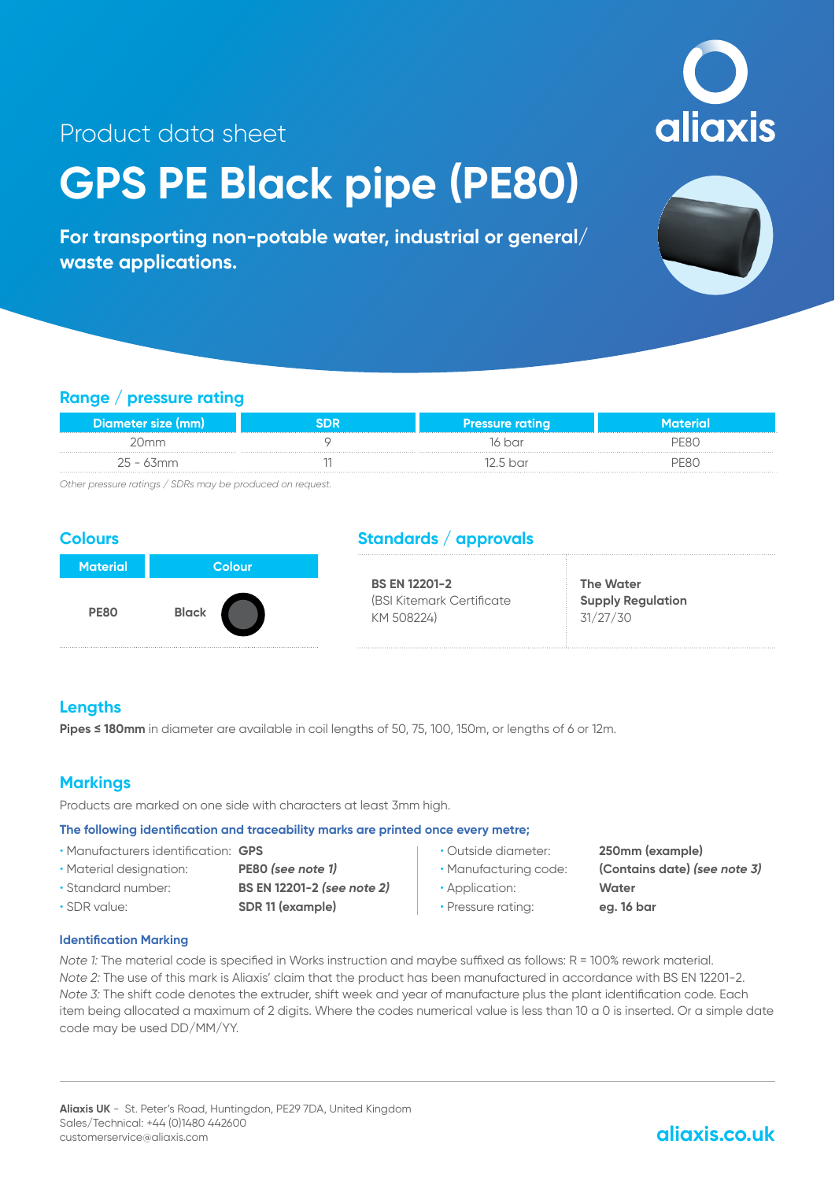Product data sheet

# GPS PE Black pipe (PE80)

**For transporting non-potable water, industrial or general/ waste applications.**

## Range / pressure rating

| Diameter size (mm) | SDR | Pressure rating | Material |
|---|---|---|---|
| 20mm | 9 | 16 bar | PE80 |
| 25 - 63mm | 11 | 12.5 bar | PE80 |

*Other pressure ratings / SDRs may be produced on request.*

## Colours

| Material | Colour |
|---|---|
| **PE80** | **Black** |

## Standards / approvals

| | |
|---|---|
| **BS EN 12201-2** (BSI Kitemark Certificate KM 508224) | **The Water Supply Regulation** 31/27/30 |

## Lengths

**Pipes ≤ 180mm** in diameter are available in coil lengths of 50, 75, 100, 150m, or lengths of 6 or 12m.

## Markings

Products are marked on one side with characters at least 3mm high.

**The following identification and traceability marks are printed once every metre;**

- Manufacturers identification: **GPS**
- Material designation: **PE80 *(see note 1)***
- Standard number: **BS EN 12201-2 *(see note 2)***
- SDR value: **SDR 11 (example)**
- Outside diameter: **250mm (example)**
- Manufacturing code: **(Contains date) *(see note 3)***
- Application: **Water**
- Pressure rating: **eg. 16 bar**

### Identification Marking

*Note 1:* The material code is specified in Works instruction and maybe suffixed as follows: R = 100% rework material.
*Note 2:* The use of this mark is Aliaxis' claim that the product has been manufactured in accordance with BS EN 12201-2.
*Note 3:* The shift code denotes the extruder, shift week and year of manufacture plus the plant identification code. Each item being allocated a maximum of 2 digits. Where the codes numerical value is less than 10 a 0 is inserted. Or a simple date code may be used DD/MM/YY.

**Aliaxis UK** - St. Peter's Road, Huntingdon, PE29 7DA, United Kingdom
Sales/Technical: +44 (0)1480 442600
customerservice@aliaxis.com

aliaxis.co.uk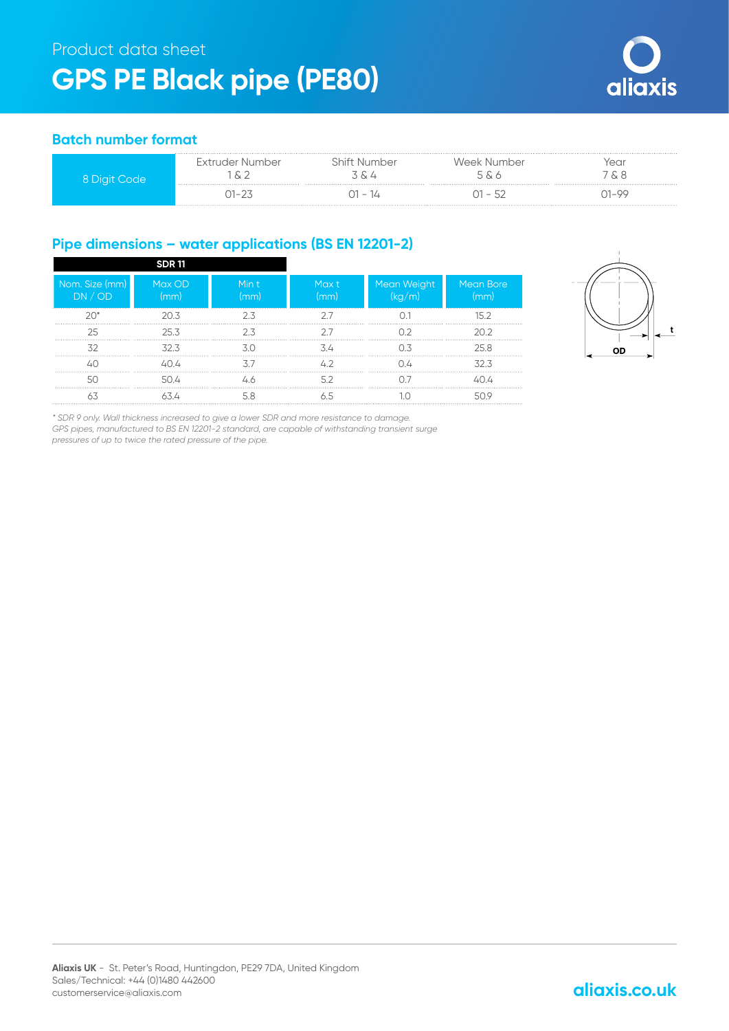Product data sheet

# GPS PE Black pipe (PE80)

## Batch number format

| | Extruder Number 1 & 2 | Shift Number 3 & 4 | Week Number 5 & 6 | Year 7 & 8 |
|---|---|---|---|---|
| 8 Digit Code | 01–23 | 01 - 14 | 01 - 52 | 01–99 |

## Pipe dimensions – water applications (BS EN 12201-2)

| SDR 11 | | | | | |
|---|---|---|---|---|---|
| Nom. Size (mm) DN / OD | Max OD (mm) | Min t (mm) | Max t (mm) | Mean Weight (kg/m) | Mean Bore (mm) |
| 20* | 20.3 | 2.3 | 2.7 | 0.1 | 15.2 |
| 25 | 25.3 | 2.3 | 2.7 | 0.2 | 20.2 |
| 32 | 32.3 | 3.0 | 3.4 | 0.3 | 25.8 |
| 40 | 40.4 | 3.7 | 4.2 | 0.4 | 32.3 |
| 50 | 50.4 | 4.6 | 5.2 | 0.7 | 40.4 |
| 63 | 63.4 | 5.8 | 6.5 | 1.0 | 50.9 |

t

OD

*\* SDR 9 only. Wall thickness increased to give a lower SDR and more resistance to damage.*
*GPS pipes, manufactured to BS EN 12201-2 standard, are capable of withstanding transient surge pressures of up to twice the rated pressure of the pipe.*

**Aliaxis UK** - St. Peter's Road, Huntingdon, PE29 7DA, United Kingdom
Sales/Technical: +44 (0)1480 442600
customerservice@aliaxis.com

**aliaxis.co.uk**